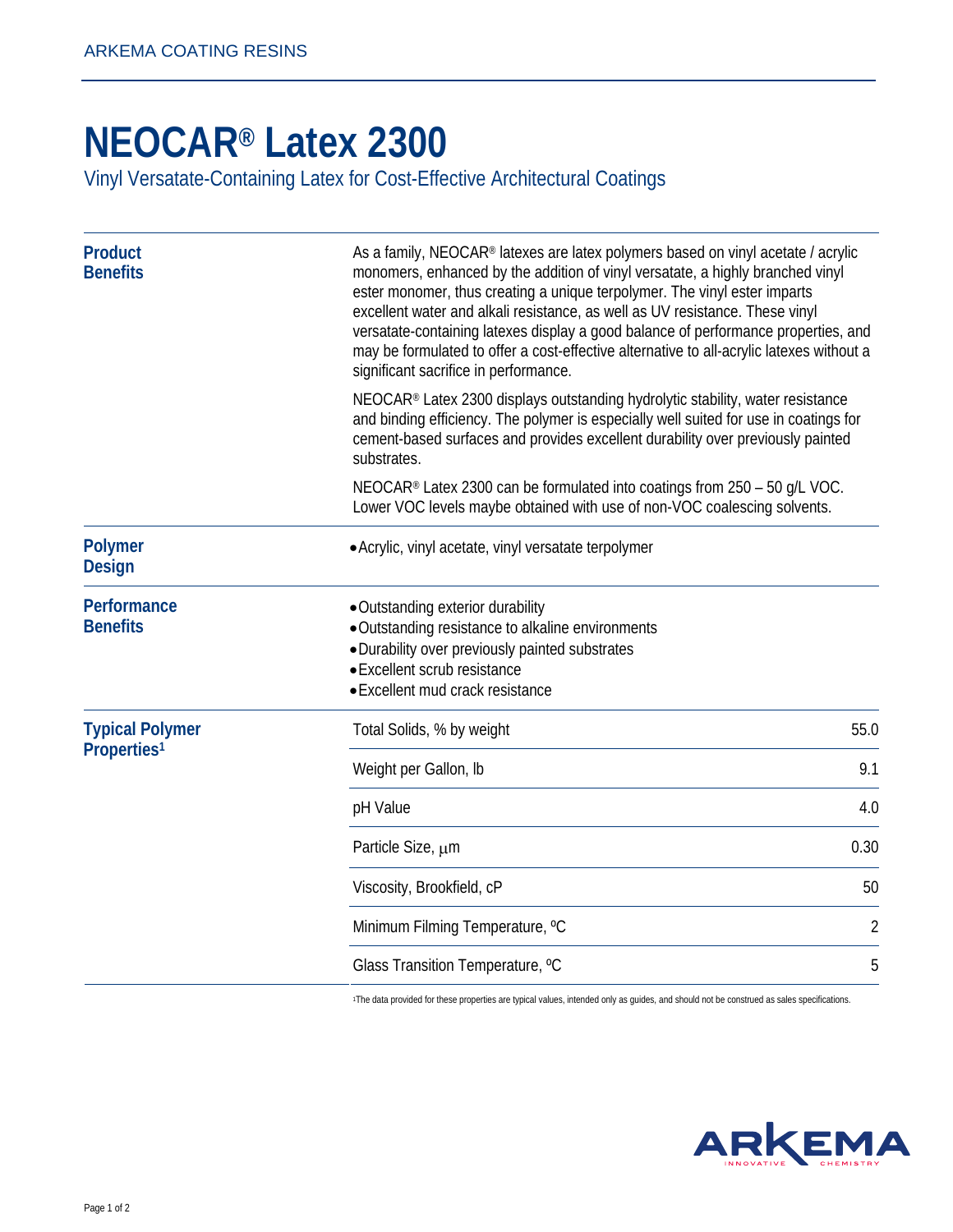# NEOCAR® Latex 2300

Vinyl Versatate-Containing Latex for Cost-Effective Architectural Coatings

## Product Benefits

As a family, NEOCAR® latexes are latex polymers based on vinyl acetate / acrylic monomers, enhanced by the addition of vinyl versatate, a highly branched vinyl ester monomer, thus creating a unique terpolymer. The vinyl ester imparts excellent water and alkali resistance, as well as UV resistance. These vinyl versatate-containing latexes display a good balance of performance properties, and may be formulated to offer a cost-effective alternative to all-acrylic latexes without a significant sacrifice in performance.

NEOCAR® Latex 2300 displays outstanding hydrolytic stability, water resistance and binding efficiency. The polymer is especially well suited for use in coatings for cement-based surfaces and provides excellent durability over previously painted substrates.

NEOCAR® Latex 2300 can be formulated into coatings from 250 – 50 g/L VOC. Lower VOC levels maybe obtained with use of non-VOC coalescing solvents.

## Polymer Design

- Acrylic, vinyl acetate, vinyl versatate terpolymer

## Performance Benefits

- Outstanding exterior durability
- Outstanding resistance to alkaline environments
- Durability over previously painted substrates
- Excellent scrub resistance
- Excellent mud crack resistance

## Typical Polymer Properties[1]

| Property | Value |
|---|---|
| Total Solids, % by weight | 55.0 |
| Weight per Gallon, lb | 9.1 |
| pH Value | 4.0 |
| Particle Size, μm | 0.30 |
| Viscosity, Brookfield, cP | 50 |
| Minimum Filming Temperature, ºC | 2 |
| Glass Transition Temperature, ºC | 5 |

[1]The data provided for these properties are typical values, intended only as guides, and should not be construed as sales specifications.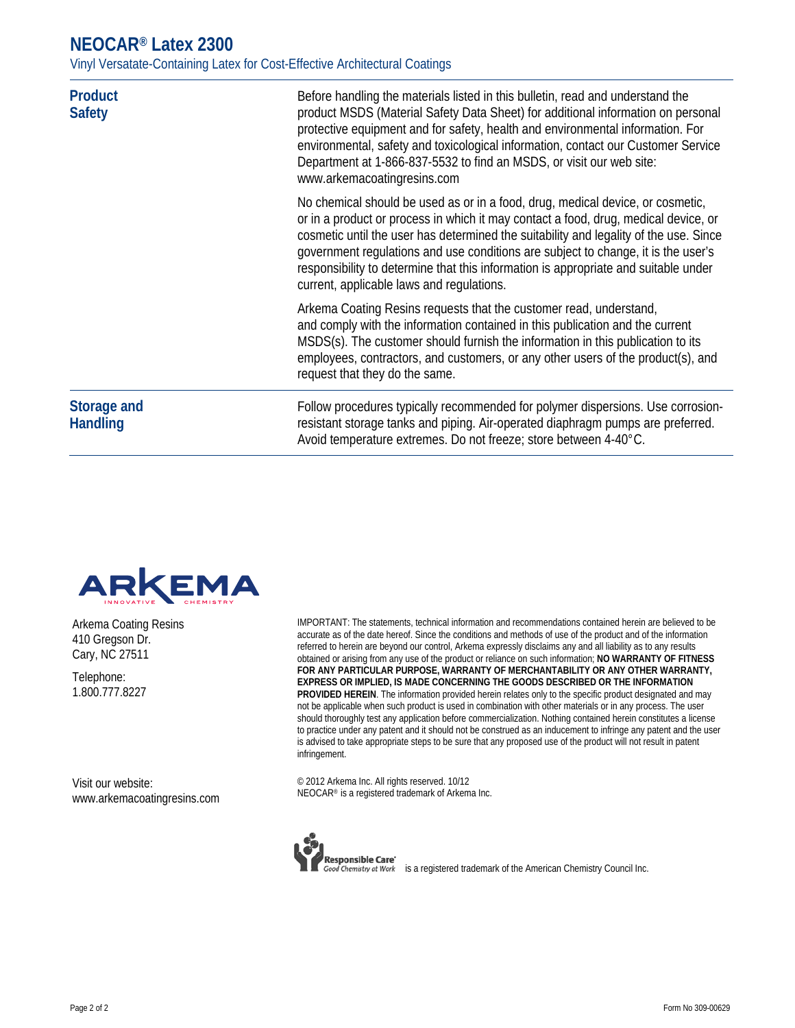## Product Safety

Before handling the materials listed in this bulletin, read and understand the product MSDS (Material Safety Data Sheet) for additional information on personal protective equipment and for safety, health and environmental information. For environmental, safety and toxicological information, contact our Customer Service Department at 1-866-837-5532 to find an MSDS, or visit our web site: www.arkemacoatingresins.com

No chemical should be used as or in a food, drug, medical device, or cosmetic, or in a product or process in which it may contact a food, drug, medical device, or cosmetic until the user has determined the suitability and legality of the use. Since government regulations and use conditions are subject to change, it is the user's responsibility to determine that this information is appropriate and suitable under current, applicable laws and regulations.

Arkema Coating Resins requests that the customer read, understand, and comply with the information contained in this publication and the current MSDS(s). The customer should furnish the information in this publication to its employees, contractors, and customers, or any other users of the product(s), and request that they do the same.

## Storage and Handling

Follow procedures typically recommended for polymer dispersions. Use corrosion-resistant storage tanks and piping. Air-operated diaphragm pumps are preferred. Avoid temperature extremes. Do not freeze; store between 4-40°C.

ARKEMA
INNOVATIVE CHEMISTRY

Arkema Coating Resins
410 Gregson Dr.
Cary, NC 27511

Telephone:
1.800.777.8227

Visit our website:
www.arkemacoatingresins.com

IMPORTANT: The statements, technical information and recommendations contained herein are believed to be accurate as of the date hereof. Since the conditions and methods of use of the product and of the information referred to herein are beyond our control, Arkema expressly disclaims any and all liability as to any results obtained or arising from any use of the product or reliance on such information; **NO WARRANTY OF FITNESS FOR ANY PARTICULAR PURPOSE, WARRANTY OF MERCHANTABILITY OR ANY OTHER WARRANTY, EXPRESS OR IMPLIED, IS MADE CONCERNING THE GOODS DESCRIBED OR THE INFORMATION PROVIDED HEREIN**. The information provided herein relates only to the specific product designated and may not be applicable when such product is used in combination with other materials or in any process. The user should thoroughly test any application before commercialization. Nothing contained herein constitutes a license to practice under any patent and it should not be construed as an inducement to infringe any patent and the user is advised to take appropriate steps to be sure that any proposed use of the product will not result in patent infringement.

© 2012 Arkema Inc. All rights reserved. 10/12
NEOCAR® is a registered trademark of Arkema Inc.

Responsible Care® Good Chemistry at Work is a registered trademark of the American Chemistry Council Inc.

Form No 309-00629